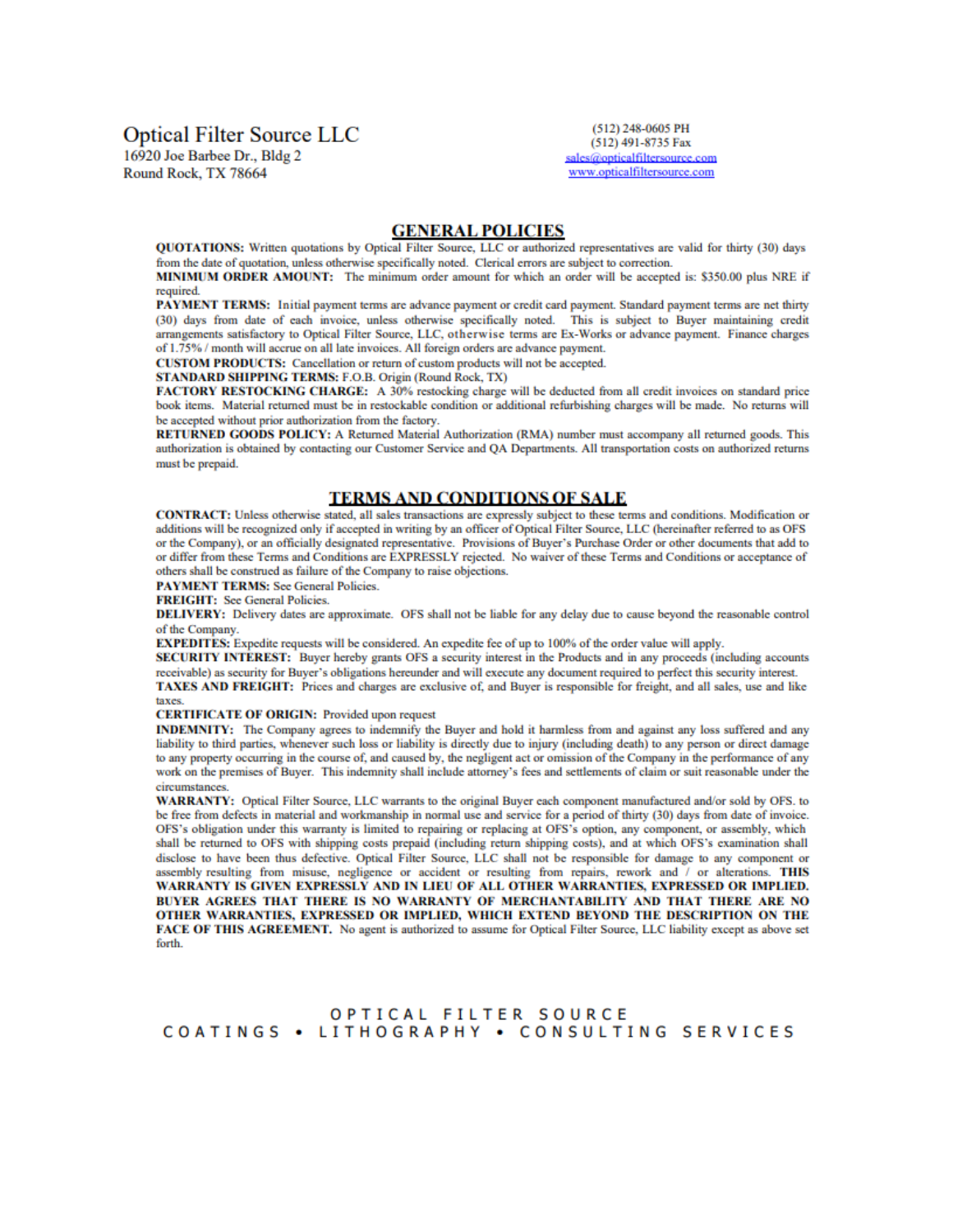# Optical Filter Source LLC

16920 Joe Barbee Dr., Bldg 2
Round Rock, TX 78664

(512) 248-0605 PH
(512) 491-8735 Fax
sales@opticalfiltersource.com
www.opticalfiltersource.com

## GENERAL POLICIES

**QUOTATIONS:** Written quotations by Optical Filter Source, LLC or authorized representatives are valid for thirty (30) days from the date of quotation, unless otherwise specifically noted. Clerical errors are subject to correction.

**MINIMUM ORDER AMOUNT:** The minimum order amount for which an order will be accepted is: $350.00 plus NRE if required.

**PAYMENT TERMS:** Initial payment terms are advance payment or credit card payment. Standard payment terms are net thirty (30) days from date of each invoice, unless otherwise specifically noted. This is subject to Buyer maintaining credit arrangements satisfactory to Optical Filter Source, LLC, otherwise terms are Ex-Works or advance payment. Finance charges of 1.75% / month will accrue on all late invoices. All foreign orders are advance payment.

**CUSTOM PRODUCTS:** Cancellation or return of custom products will not be accepted.

**STANDARD SHIPPING TERMS:** F.O.B. Origin (Round Rock, TX)

**FACTORY RESTOCKING CHARGE:** A 30% restocking charge will be deducted from all credit invoices on standard price book items. Material returned must be in restockable condition or additional refurbishing charges will be made. No returns will be accepted without prior authorization from the factory.

**RETURNED GOODS POLICY:** A Returned Material Authorization (RMA) number must accompany all returned goods. This authorization is obtained by contacting our Customer Service and QA Departments. All transportation costs on authorized returns must be prepaid.

## TERMS AND CONDITIONS OF SALE

**CONTRACT:** Unless otherwise stated, all sales transactions are expressly subject to these terms and conditions. Modification or additions will be recognized only if accepted in writing by an officer of Optical Filter Source, LLC (hereinafter referred to as OFS or the Company), or an officially designated representative. Provisions of Buyer's Purchase Order or other documents that add to or differ from these Terms and Conditions are EXPRESSLY rejected. No waiver of these Terms and Conditions or acceptance of others shall be construed as failure of the Company to raise objections.

**PAYMENT TERMS:** See General Policies.

**FREIGHT:** See General Policies.

**DELIVERY:** Delivery dates are approximate. OFS shall not be liable for any delay due to cause beyond the reasonable control of the Company.

**EXPEDITES:** Expedite requests will be considered. An expedite fee of up to 100% of the order value will apply.

**SECURITY INTEREST:** Buyer hereby grants OFS a security interest in the Products and in any proceeds (including accounts receivable) as security for Buyer's obligations hereunder and will execute any document required to perfect this security interest.

**TAXES AND FREIGHT:** Prices and charges are exclusive of, and Buyer is responsible for freight, and all sales, use and like taxes.

**CERTIFICATE OF ORIGIN:** Provided upon request

**INDEMNITY:** The Company agrees to indemnify the Buyer and hold it harmless from and against any loss suffered and any liability to third parties, whenever such loss or liability is directly due to injury (including death) to any person or direct damage to any property occurring in the course of, and caused by, the negligent act or omission of the Company in the performance of any work on the premises of Buyer. This indemnity shall include attorney's fees and settlements of claim or suit reasonable under the circumstances.

**WARRANTY:** Optical Filter Source, LLC warrants to the original Buyer each component manufactured and/or sold by OFS. to be free from defects in material and workmanship in normal use and service for a period of thirty (30) days from date of invoice. OFS's obligation under this warranty is limited to repairing or replacing at OFS's option, any component, or assembly, which shall be returned to OFS with shipping costs prepaid (including return shipping costs), and at which OFS's examination shall disclose to have been thus defective. Optical Filter Source, LLC shall not be responsible for damage to any component or assembly resulting from misuse, negligence or accident or resulting from repairs, rework and / or alterations. **THIS WARRANTY IS GIVEN EXPRESSLY AND IN LIEU OF ALL OTHER WARRANTIES, EXPRESSED OR IMPLIED. BUYER AGREES THAT THERE IS NO WARRANTY OF MERCHANTABILITY AND THAT THERE ARE NO OTHER WARRANTIES, EXPRESSED OR IMPLIED, WHICH EXTEND BEYOND THE DESCRIPTION ON THE FACE OF THIS AGREEMENT.** No agent is authorized to assume for Optical Filter Source, LLC liability except as above set forth.

OPTICAL FILTER SOURCE
COATINGS • LITHOGRAPHY • CONSULTING SERVICES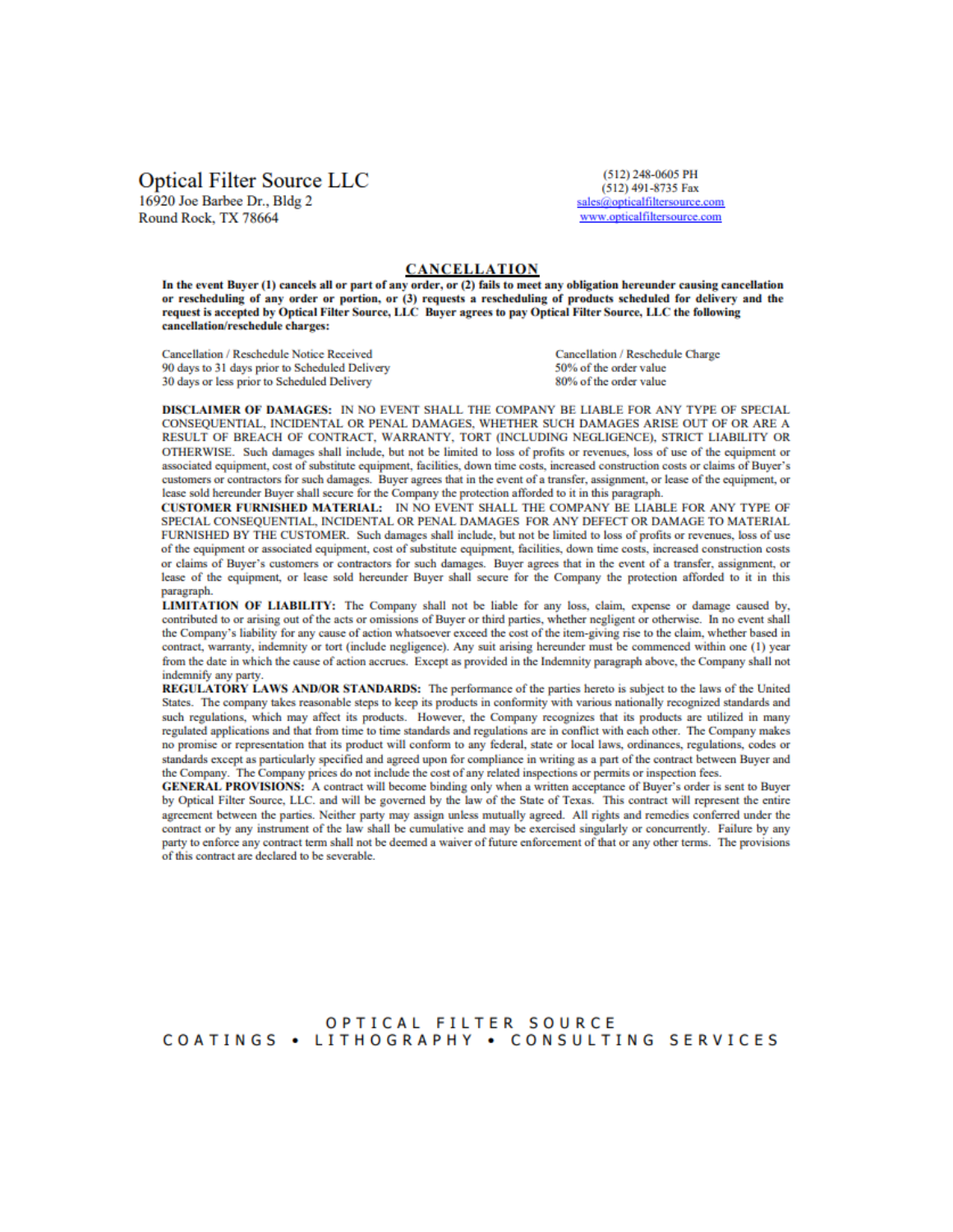Optical Filter Source LLC
16920 Joe Barbee Dr., Bldg 2
Round Rock, TX 78664

(512) 248-0605 PH
(512) 491-8735 Fax
sales@opticalfiltersource.com
www.opticalfiltersource.com

## CANCELLATION

**In the event Buyer (1) cancels all or part of any order, or (2) fails to meet any obligation hereunder causing cancellation or rescheduling of any order or portion, or (3) requests a rescheduling of products scheduled for delivery and the request is accepted by Optical Filter Source, LLC Buyer agrees to pay Optical Filter Source, LLC the following cancellation/reschedule charges:**

| Cancellation / Reschedule Notice Received | Cancellation / Reschedule Charge |
|---|---|
| 90 days to 31 days prior to Scheduled Delivery | 50% of the order value |
| 30 days or less prior to Scheduled Delivery | 80% of the order value |

**DISCLAIMER OF DAMAGES:** IN NO EVENT SHALL THE COMPANY BE LIABLE FOR ANY TYPE OF SPECIAL CONSEQUENTIAL, INCIDENTAL OR PENAL DAMAGES, WHETHER SUCH DAMAGES ARISE OUT OF OR ARE A RESULT OF BREACH OF CONTRACT, WARRANTY, TORT (INCLUDING NEGLIGENCE), STRICT LIABILITY OR OTHERWISE. Such damages shall include, but not be limited to loss of profits or revenues, loss of use of the equipment or associated equipment, cost of substitute equipment, facilities, down time costs, increased construction costs or claims of Buyer's customers or contractors for such damages. Buyer agrees that in the event of a transfer, assignment, or lease of the equipment, or lease sold hereunder Buyer shall secure for the Company the protection afforded to it in this paragraph.

**CUSTOMER FURNISHED MATERIAL:** IN NO EVENT SHALL THE COMPANY BE LIABLE FOR ANY TYPE OF SPECIAL CONSEQUENTIAL, INCIDENTAL OR PENAL DAMAGES FOR ANY DEFECT OR DAMAGE TO MATERIAL FURNISHED BY THE CUSTOMER. Such damages shall include, but not be limited to loss of profits or revenues, loss of use of the equipment or associated equipment, cost of substitute equipment, facilities, down time costs, increased construction costs or claims of Buyer's customers or contractors for such damages. Buyer agrees that in the event of a transfer, assignment, or lease of the equipment, or lease sold hereunder Buyer shall secure for the Company the protection afforded to it in this paragraph.

**LIMITATION OF LIABILITY:** The Company shall not be liable for any loss, claim, expense or damage caused by, contributed to or arising out of the acts or omissions of Buyer or third parties, whether negligent or otherwise. In no event shall the Company's liability for any cause of action whatsoever exceed the cost of the item-giving rise to the claim, whether based in contract, warranty, indemnity or tort (include negligence). Any suit arising hereunder must be commenced within one (1) year from the date in which the cause of action accrues. Except as provided in the Indemnity paragraph above, the Company shall not indemnify any party.

**REGULATORY LAWS AND/OR STANDARDS:** The performance of the parties hereto is subject to the laws of the United States. The company takes reasonable steps to keep its products in conformity with various nationally recognized standards and such regulations, which may affect its products. However, the Company recognizes that its products are utilized in many regulated applications and that from time to time standards and regulations are in conflict with each other. The Company makes no promise or representation that its product will conform to any federal, state or local laws, ordinances, regulations, codes or standards except as particularly specified and agreed upon for compliance in writing as a part of the contract between Buyer and the Company. The Company prices do not include the cost of any related inspections or permits or inspection fees.

**GENERAL PROVISIONS:** A contract will become binding only when a written acceptance of Buyer's order is sent to Buyer by Optical Filter Source, LLC. and will be governed by the law of the State of Texas. This contract will represent the entire agreement between the parties. Neither party may assign unless mutually agreed. All rights and remedies conferred under the contract or by any instrument of the law shall be cumulative and may be exercised singularly or concurrently. Failure by any party to enforce any contract term shall not be deemed a waiver of future enforcement of that or any other terms. The provisions of this contract are declared to be severable.

OPTICAL FILTER SOURCE
COATINGS • LITHOGRAPHY • CONSULTING SERVICES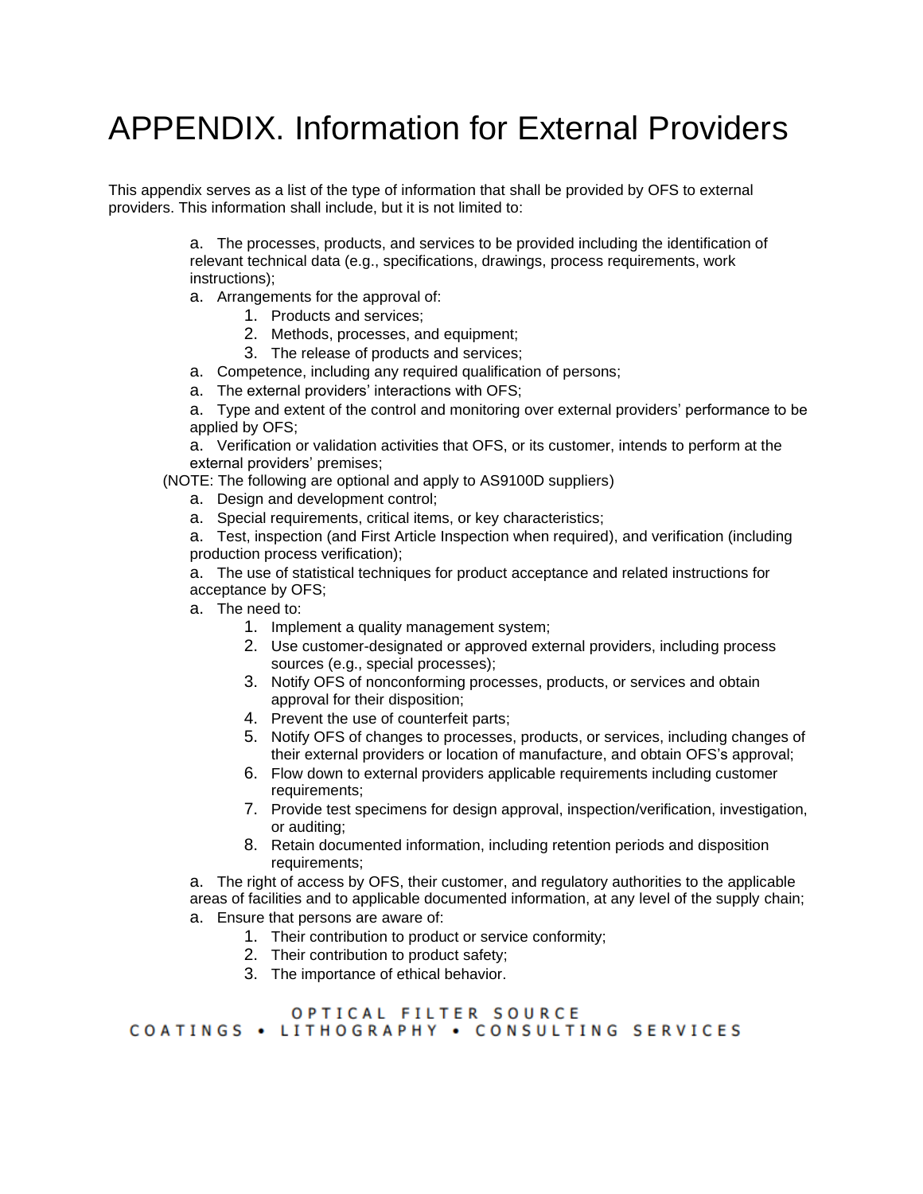# APPENDIX. Information for External Providers

This appendix serves as a list of the type of information that shall be provided by OFS to external providers. This information shall include, but it is not limited to:

a. The processes, products, and services to be provided including the identification of relevant technical data (e.g., specifications, drawings, process requirements, work instructions);

a. Arrangements for the approval of:

   1. Products and services;
   2. Methods, processes, and equipment;
   3. The release of products and services;

a. Competence, including any required qualification of persons;

a. The external providers' interactions with OFS;

a. Type and extent of the control and monitoring over external providers' performance to be applied by OFS;

a. Verification or validation activities that OFS, or its customer, intends to perform at the external providers' premises;

(NOTE: The following are optional and apply to AS9100D suppliers)

a. Design and development control;

a. Special requirements, critical items, or key characteristics;

a. Test, inspection (and First Article Inspection when required), and verification (including production process verification);

a. The use of statistical techniques for product acceptance and related instructions for acceptance by OFS;

a. The need to:

   1. Implement a quality management system;
   2. Use customer-designated or approved external providers, including process sources (e.g., special processes);
   3. Notify OFS of nonconforming processes, products, or services and obtain approval for their disposition;
   4. Prevent the use of counterfeit parts;
   5. Notify OFS of changes to processes, products, or services, including changes of their external providers or location of manufacture, and obtain OFS's approval;
   6. Flow down to external providers applicable requirements including customer requirements;
   7. Provide test specimens for design approval, inspection/verification, investigation, or auditing;
   8. Retain documented information, including retention periods and disposition requirements;

a. The right of access by OFS, their customer, and regulatory authorities to the applicable areas of facilities and to applicable documented information, at any level of the supply chain;

a. Ensure that persons are aware of:

   1. Their contribution to product or service conformity;
   2. Their contribution to product safety;
   3. The importance of ethical behavior.